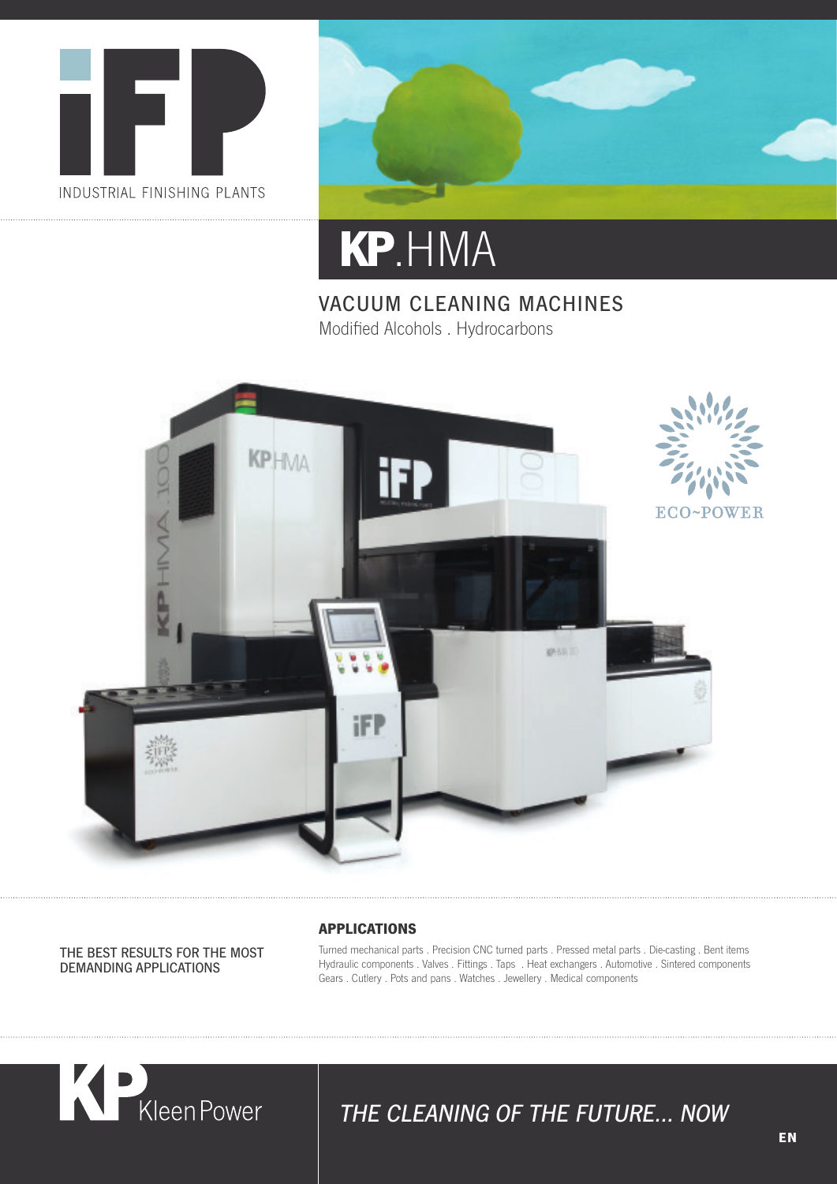iFP

INDUSTRIAL FINISHING PLANTS

# KP.HMA

## VACUUM CLEANING MACHINES

Modified Alcohols . Hydrocarbons

ECO~POWER

THE BEST RESULTS FOR THE MOST DEMANDING APPLICATIONS

### APPLICATIONS

Turned mechanical parts . Precision CNC turned parts . Pressed metal parts . Die-casting . Bent items
Hydraulic components . Valves . Fittings . Taps . Heat exchangers . Automotive . Sintered components
Gears . Cutlery . Pots and pans . Watches . Jewellery . Medical components

KP KleenPower

*THE CLEANING OF THE FUTURE... NOW*

EN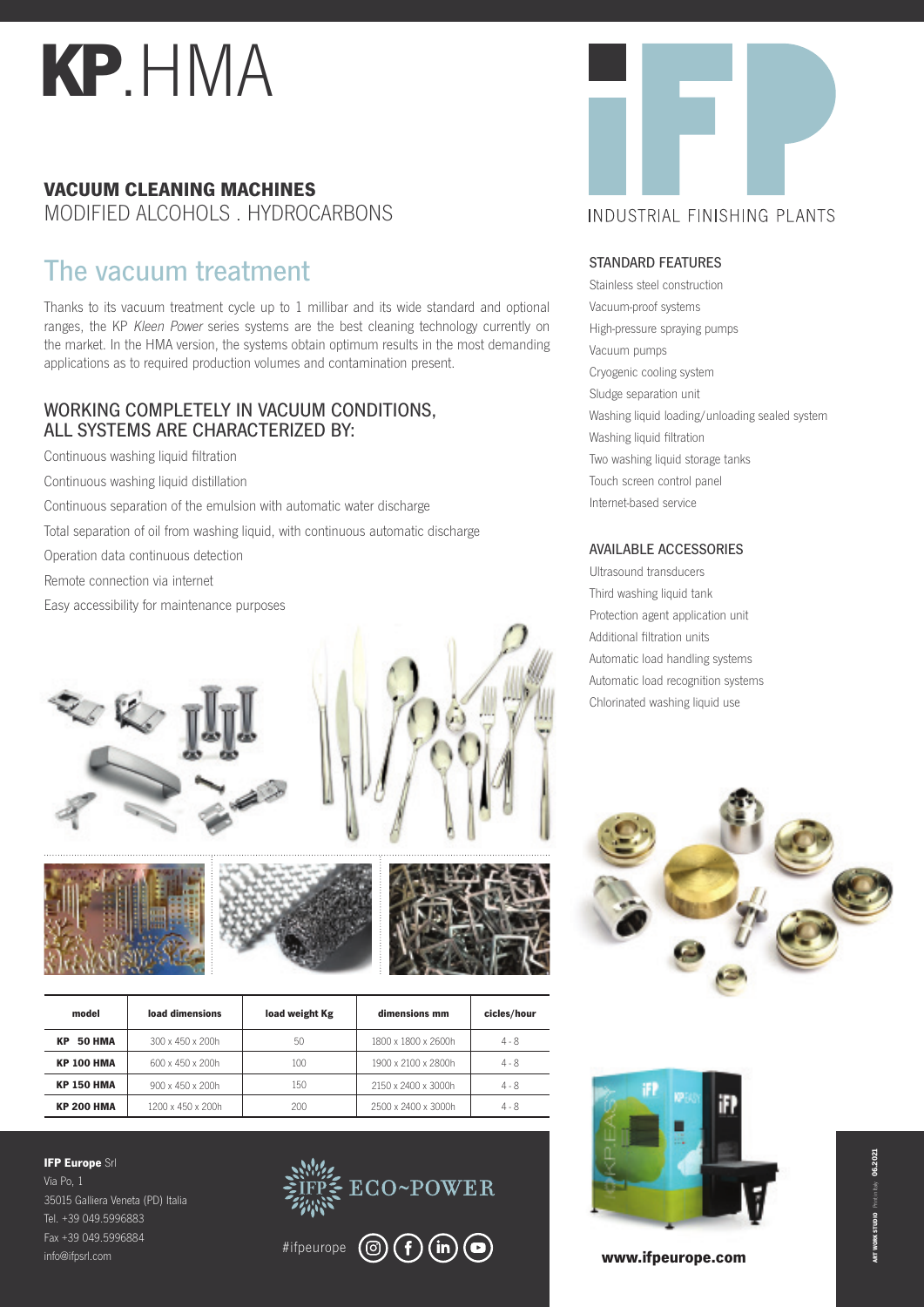# KP.HMA

## VACUUM CLEANING MACHINES

MODIFIED ALCOHOLS . HYDROCARBONS

## The vacuum treatment

Thanks to its vacuum treatment cycle up to 1 millibar and its wide standard and optional ranges, the KP *Kleen Power* series systems are the best cleaning technology currently on the market. In the HMA version, the systems obtain optimum results in the most demanding applications as to required production volumes and contamination present.

### WORKING COMPLETELY IN VACUUM CONDITIONS, ALL SYSTEMS ARE CHARACTERIZED BY:

Continuous washing liquid filtration

Continuous washing liquid distillation

Continuous separation of the emulsion with automatic water discharge

Total separation of oil from washing liquid, with continuous automatic discharge

Operation data continuous detection

Remote connection via internet

Easy accessibility for maintenance purposes

| model | load dimensions | load weight Kg | dimensions mm | cicles/hour |
|---|---|---|---|---|
| KP 50 HMA | 300 x 450 x 200h | 50 | 1800 x 1800 x 2600h | 4 - 8 |
| KP 100 HMA | 600 x 450 x 200h | 100 | 1900 x 2100 x 2800h | 4 - 8 |
| KP 150 HMA | 900 x 450 x 200h | 150 | 2150 x 2400 x 3000h | 4 - 8 |
| KP 200 HMA | 1200 x 450 x 200h | 200 | 2500 x 2400 x 3000h | 4 - 8 |

iFP INDUSTRIAL FINISHING PLANTS

### STANDARD FEATURES

Stainless steel construction

Vacuum-proof systems

High-pressure spraying pumps

Vacuum pumps

Cryogenic cooling system

Sludge separation unit

Washing liquid loading/unloading sealed system

Washing liquid filtration

Two washing liquid storage tanks

Touch screen control panel

Internet-based service

### AVAILABLE ACCESSORIES

Ultrasound transducers

Third washing liquid tank

Protection agent application unit

Additional filtration units

Automatic load handling systems

Automatic load recognition systems

Chlorinated washing liquid use

**IFP Europe** Srl
Via Po, 1
35015 Galliera Veneta (PD) Italia
Tel. +39 049.5996883
Fax +39 049.5996884
info@ifpsrl.com

IFP ECO~POWER

#ifpeurope

**www.ifpeurope.com**

ART WORK STUDIO Print in Italy 06.2021